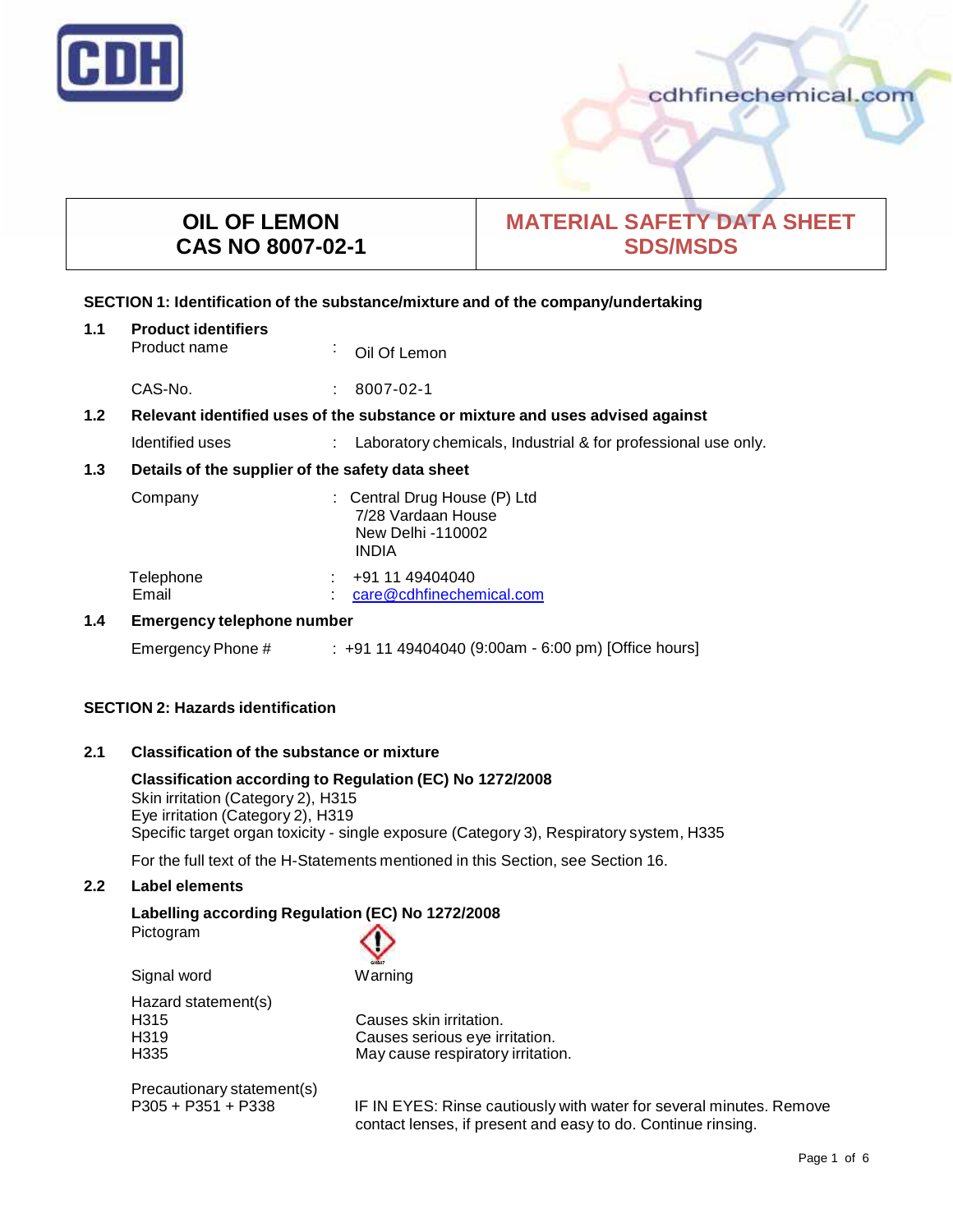# OIL OF LEMON
# CAS NO 8007-02-1

# MATERIAL SAFETY DATA SHEET SDS/MSDS

## SECTION 1: Identification of the substance/mixture and of the company/undertaking

### 1.1 Product identifiers

Product name : Oil Of Lemon

CAS-No. : 8007-02-1

### 1.2 Relevant identified uses of the substance or mixture and uses advised against

Identified uses : Laboratory chemicals, Industrial & for professional use only.

### 1.3 Details of the supplier of the safety data sheet

Company : Central Drug House (P) Ltd
7/28 Vardaan House
New Delhi -110002
INDIA

Telephone : +91 11 49404040
Email : care@cdhfinechemical.com

### 1.4 Emergency telephone number

Emergency Phone # : +91 11 49404040 (9:00am - 6:00 pm) [Office hours]

## SECTION 2: Hazards identification

### 2.1 Classification of the substance or mixture

**Classification according to Regulation (EC) No 1272/2008**
Skin irritation (Category 2), H315
Eye irritation (Category 2), H319
Specific target organ toxicity - single exposure (Category 3), Respiratory system, H335

For the full text of the H-Statements mentioned in this Section, see Section 16.

### 2.2 Label elements

**Labelling according Regulation (EC) No 1272/2008**
Pictogram

Signal word: Warning

Hazard statement(s)
H315 Causes skin irritation.
H319 Causes serious eye irritation.
H335 May cause respiratory irritation.

Precautionary statement(s)
P305 + P351 + P338 IF IN EYES: Rinse cautiously with water for several minutes. Remove contact lenses, if present and easy to do. Continue rinsing.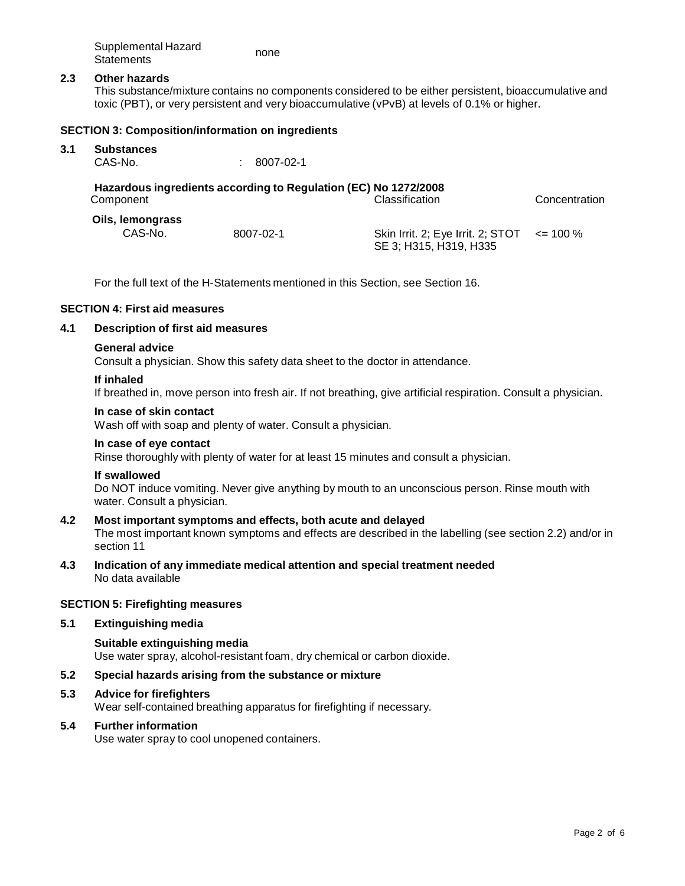| Supplemental Hazard Statements | none |
|---|---|

### 2.3 Other hazards

This substance/mixture contains no components considered to be either persistent, bioaccumulative and toxic (PBT), or very persistent and very bioaccumulative (vPvB) at levels of 0.1% or higher.

## SECTION 3: Composition/information on ingredients

### 3.1 Substances

CAS-No. : 8007-02-1

**Hazardous ingredients according to Regulation (EC) No 1272/2008**

| Component | | Classification | Concentration |
|---|---|---|---|
| **Oils, lemongrass** | | | |
| CAS-No. | 8007-02-1 | Skin Irrit. 2; Eye Irrit. 2; STOT SE 3; H315, H319, H335 | <= 100 % |

For the full text of the H-Statements mentioned in this Section, see Section 16.

## SECTION 4: First aid measures

### 4.1 Description of first aid measures

**General advice**

Consult a physician. Show this safety data sheet to the doctor in attendance.

**If inhaled**

If breathed in, move person into fresh air. If not breathing, give artificial respiration. Consult a physician.

**In case of skin contact**

Wash off with soap and plenty of water. Consult a physician.

**In case of eye contact**

Rinse thoroughly with plenty of water for at least 15 minutes and consult a physician.

**If swallowed**

Do NOT induce vomiting. Never give anything by mouth to an unconscious person. Rinse mouth with water. Consult a physician.

### 4.2 Most important symptoms and effects, both acute and delayed

The most important known symptoms and effects are described in the labelling (see section 2.2) and/or in section 11

### 4.3 Indication of any immediate medical attention and special treatment needed

No data available

## SECTION 5: Firefighting measures

### 5.1 Extinguishing media

**Suitable extinguishing media**

Use water spray, alcohol-resistant foam, dry chemical or carbon dioxide.

### 5.2 Special hazards arising from the substance or mixture

### 5.3 Advice for firefighters

Wear self-contained breathing apparatus for firefighting if necessary.

### 5.4 Further information

Use water spray to cool unopened containers.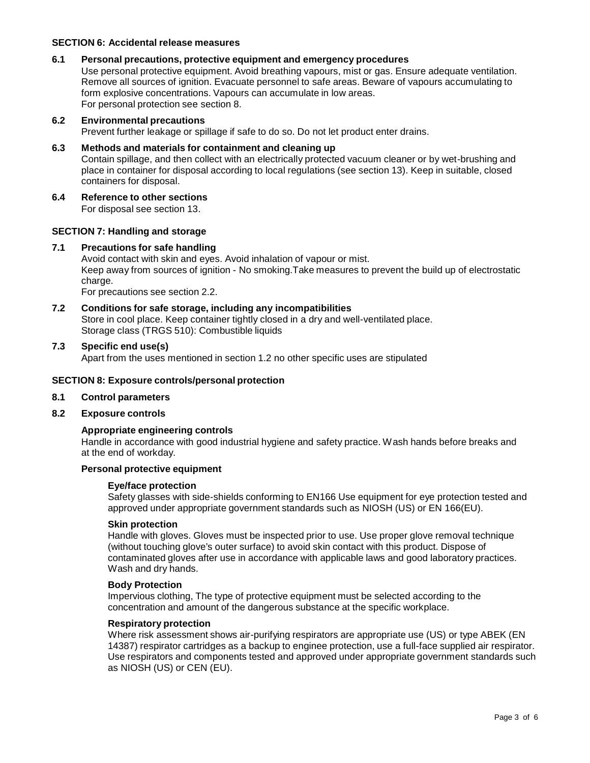## SECTION 6: Accidental release measures

### 6.1 Personal precautions, protective equipment and emergency procedures

Use personal protective equipment. Avoid breathing vapours, mist or gas. Ensure adequate ventilation. Remove all sources of ignition. Evacuate personnel to safe areas. Beware of vapours accumulating to form explosive concentrations. Vapours can accumulate in low areas.
For personal protection see section 8.

### 6.2 Environmental precautions

Prevent further leakage or spillage if safe to do so. Do not let product enter drains.

### 6.3 Methods and materials for containment and cleaning up

Contain spillage, and then collect with an electrically protected vacuum cleaner or by wet-brushing and place in container for disposal according to local regulations (see section 13). Keep in suitable, closed containers for disposal.

### 6.4 Reference to other sections

For disposal see section 13.

## SECTION 7: Handling and storage

### 7.1 Precautions for safe handling

Avoid contact with skin and eyes. Avoid inhalation of vapour or mist.
Keep away from sources of ignition - No smoking.Take measures to prevent the build up of electrostatic charge.
For precautions see section 2.2.

### 7.2 Conditions for safe storage, including any incompatibilities

Store in cool place. Keep container tightly closed in a dry and well-ventilated place.
Storage class (TRGS 510): Combustible liquids

### 7.3 Specific end use(s)

Apart from the uses mentioned in section 1.2 no other specific uses are stipulated

## SECTION 8: Exposure controls/personal protection

### 8.1 Control parameters

### 8.2 Exposure controls

**Appropriate engineering controls**

Handle in accordance with good industrial hygiene and safety practice. Wash hands before breaks and at the end of workday.

**Personal protective equipment**

**Eye/face protection**

Safety glasses with side-shields conforming to EN166 Use equipment for eye protection tested and approved under appropriate government standards such as NIOSH (US) or EN 166(EU).

**Skin protection**

Handle with gloves. Gloves must be inspected prior to use. Use proper glove removal technique (without touching glove's outer surface) to avoid skin contact with this product. Dispose of contaminated gloves after use in accordance with applicable laws and good laboratory practices. Wash and dry hands.

**Body Protection**

Impervious clothing, The type of protective equipment must be selected according to the concentration and amount of the dangerous substance at the specific workplace.

**Respiratory protection**

Where risk assessment shows air-purifying respirators are appropriate use (US) or type ABEK (EN 14387) respirator cartridges as a backup to enginee protection, use a full-face supplied air respirator. Use respirators and components tested and approved under appropriate government standards such as NIOSH (US) or CEN (EU).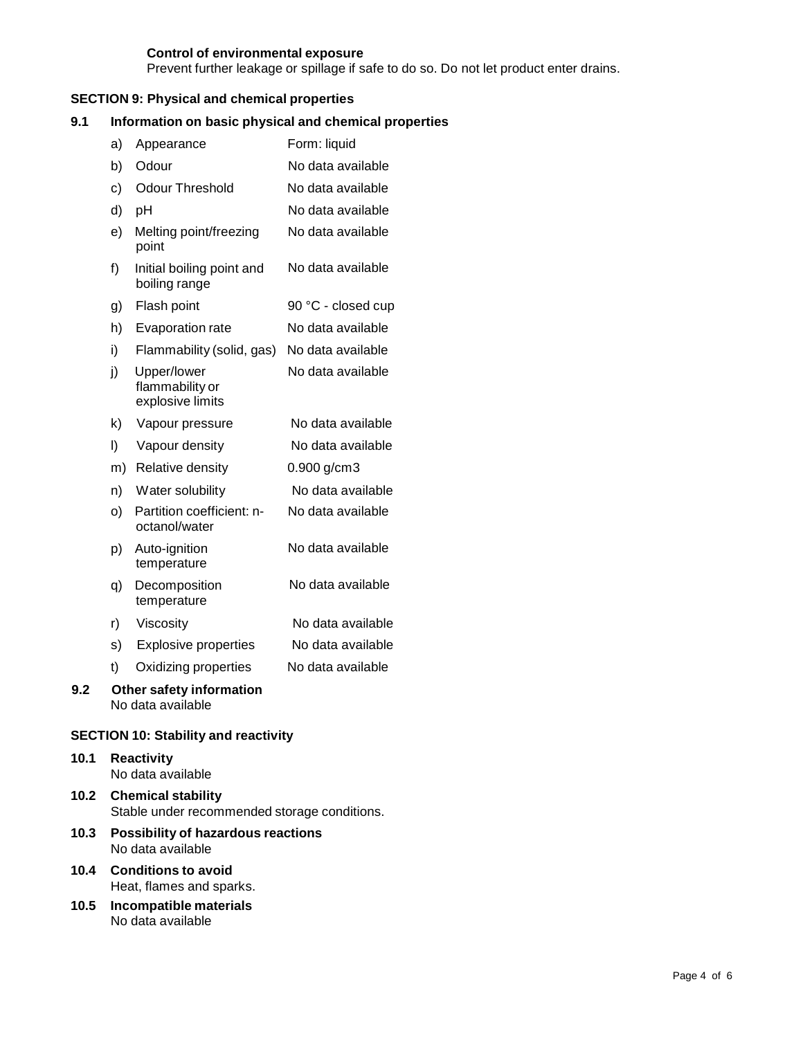**Control of environmental exposure**
Prevent further leakage or spillage if safe to do so. Do not let product enter drains.

## SECTION 9: Physical and chemical properties

### 9.1 Information on basic physical and chemical properties

| | | |
|---|---|---|
| a) | Appearance | Form: liquid |
| b) | Odour | No data available |
| c) | Odour Threshold | No data available |
| d) | pH | No data available |
| e) | Melting point/freezing point | No data available |
| f) | Initial boiling point and boiling range | No data available |
| g) | Flash point | 90 °C - closed cup |
| h) | Evaporation rate | No data available |
| i) | Flammability (solid, gas) | No data available |
| j) | Upper/lower flammability or explosive limits | No data available |
| k) | Vapour pressure | No data available |
| l) | Vapour density | No data available |
| m) | Relative density | 0.900 g/cm3 |
| n) | Water solubility | No data available |
| o) | Partition coefficient: n-octanol/water | No data available |
| p) | Auto-ignition temperature | No data available |
| q) | Decomposition temperature | No data available |
| r) | Viscosity | No data available |
| s) | Explosive properties | No data available |
| t) | Oxidizing properties | No data available |

### 9.2 Other safety information
No data available

## SECTION 10: Stability and reactivity

### 10.1 Reactivity
No data available

### 10.2 Chemical stability
Stable under recommended storage conditions.

### 10.3 Possibility of hazardous reactions
No data available

### 10.4 Conditions to avoid
Heat, flames and sparks.

### 10.5 Incompatible materials
No data available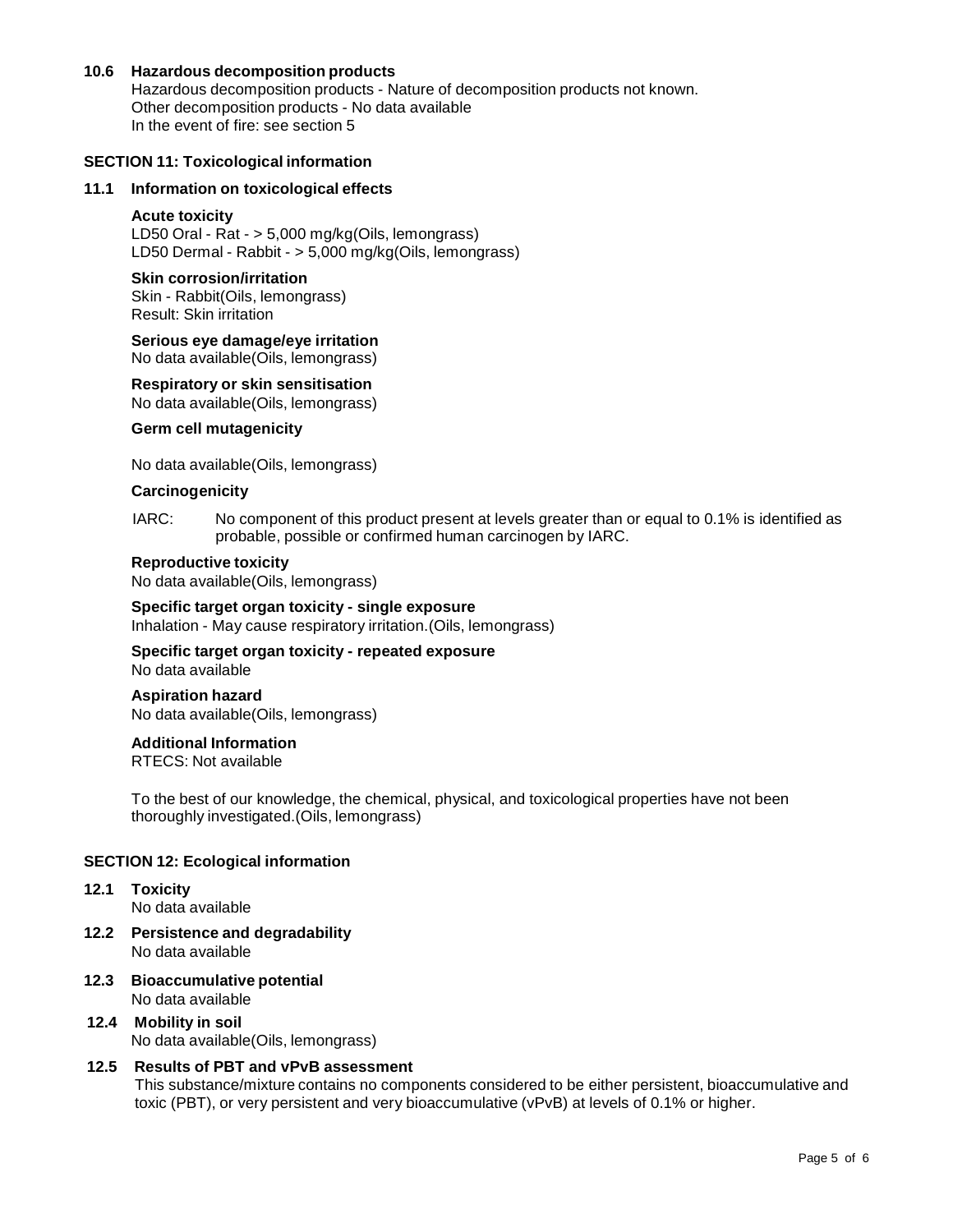### 10.6 Hazardous decomposition products

Hazardous decomposition products - Nature of decomposition products not known.
Other decomposition products - No data available
In the event of fire: see section 5

## SECTION 11: Toxicological information

### 11.1 Information on toxicological effects

**Acute toxicity**
LD50 Oral - Rat - > 5,000 mg/kg(Oils, lemongrass)
LD50 Dermal - Rabbit - > 5,000 mg/kg(Oils, lemongrass)

**Skin corrosion/irritation**
Skin - Rabbit(Oils, lemongrass)
Result: Skin irritation

**Serious eye damage/eye irritation**
No data available(Oils, lemongrass)

**Respiratory or skin sensitisation**
No data available(Oils, lemongrass)

**Germ cell mutagenicity**

No data available(Oils, lemongrass)

**Carcinogenicity**

IARC: No component of this product present at levels greater than or equal to 0.1% is identified as probable, possible or confirmed human carcinogen by IARC.

**Reproductive toxicity**
No data available(Oils, lemongrass)

**Specific target organ toxicity - single exposure**
Inhalation - May cause respiratory irritation.(Oils, lemongrass)

**Specific target organ toxicity - repeated exposure**
No data available

**Aspiration hazard**
No data available(Oils, lemongrass)

**Additional Information**
RTECS: Not available

To the best of our knowledge, the chemical, physical, and toxicological properties have not been thoroughly investigated.(Oils, lemongrass)

## SECTION 12: Ecological information

### 12.1 Toxicity
No data available

### 12.2 Persistence and degradability
No data available

### 12.3 Bioaccumulative potential
No data available

### 12.4 Mobility in soil
No data available(Oils, lemongrass)

### 12.5 Results of PBT and vPvB assessment
This substance/mixture contains no components considered to be either persistent, bioaccumulative and toxic (PBT), or very persistent and very bioaccumulative (vPvB) at levels of 0.1% or higher.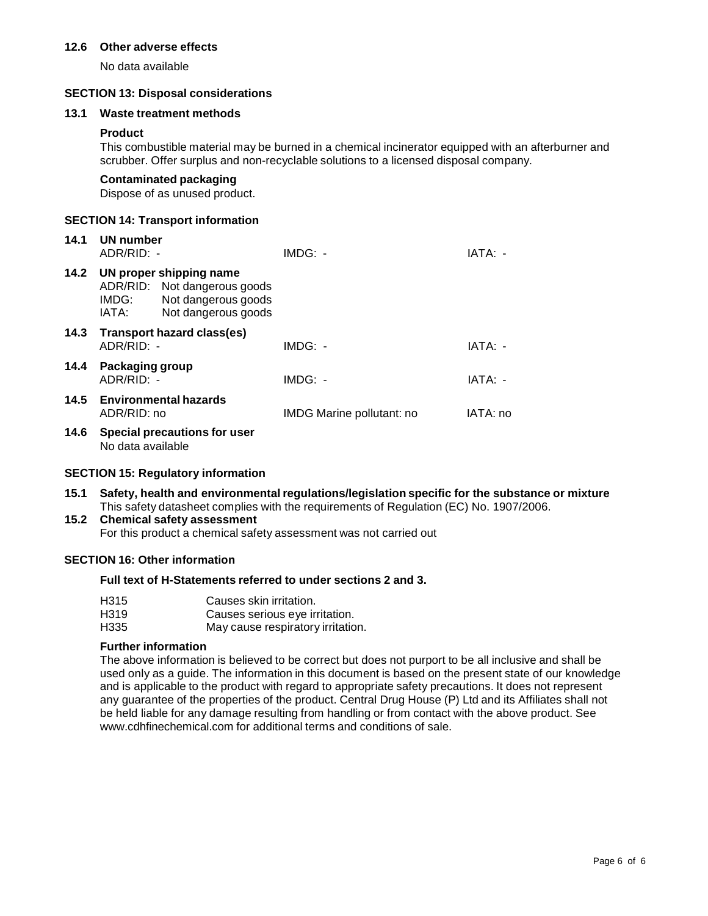### 12.6 Other adverse effects

No data available

## SECTION 13: Disposal considerations

### 13.1 Waste treatment methods

**Product**

This combustible material may be burned in a chemical incinerator equipped with an afterburner and scrubber. Offer surplus and non-recyclable solutions to a licensed disposal company.

**Contaminated packaging**

Dispose of as unused product.

## SECTION 14: Transport information

### 14.1 UN number

| | | |
|---|---|---|
| ADR/RID: - | IMDG: - | IATA: - |

### 14.2 UN proper shipping name

ADR/RID: Not dangerous goods
IMDG: Not dangerous goods
IATA: Not dangerous goods

### 14.3 Transport hazard class(es)

| | | |
|---|---|---|
| ADR/RID: - | IMDG: - | IATA: - |

### 14.4 Packaging group

| | | |
|---|---|---|
| ADR/RID: - | IMDG: - | IATA: - |

### 14.5 Environmental hazards

| | | |
|---|---|---|
| ADR/RID: no | IMDG Marine pollutant: no | IATA: no |

### 14.6 Special precautions for user

No data available

## SECTION 15: Regulatory information

### 15.1 Safety, health and environmental regulations/legislation specific for the substance or mixture

This safety datasheet complies with the requirements of Regulation (EC) No. 1907/2006.

### 15.2 Chemical safety assessment

For this product a chemical safety assessment was not carried out

## SECTION 16: Other information

**Full text of H-Statements referred to under sections 2 and 3.**

| | |
|---|---|
| H315 | Causes skin irritation. |
| H319 | Causes serious eye irritation. |
| H335 | May cause respiratory irritation. |

**Further information**

The above information is believed to be correct but does not purport to be all inclusive and shall be used only as a guide. The information in this document is based on the present state of our knowledge and is applicable to the product with regard to appropriate safety precautions. It does not represent any guarantee of the properties of the product. Central Drug House (P) Ltd and its Affiliates shall not be held liable for any damage resulting from handling or from contact with the above product. See www.cdhfinechemical.com for additional terms and conditions of sale.